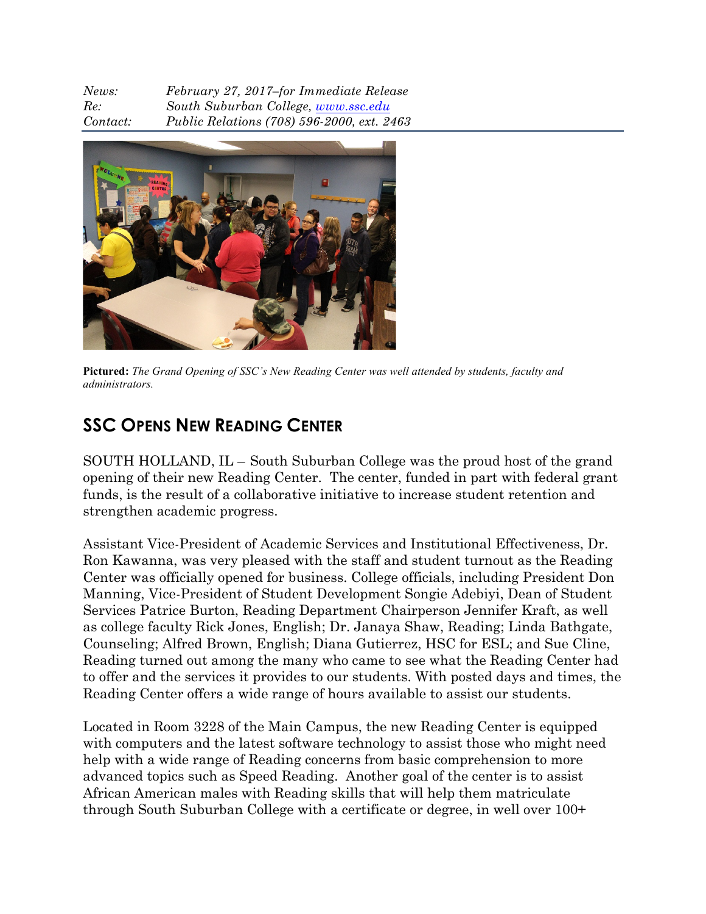*News:* *February 27, 2017–for Immediate Release*
*Re:* *South Suburban College, [www.ssc.edu](http://www.ssc.edu)*
*Contact:* *Public Relations (708) 596-2000, ext. 2463*

**Pictured:** *The Grand Opening of SSC's New Reading Center was well attended by students, faculty and administrators.*

## SSC Opens New Reading Center

SOUTH HOLLAND, IL – South Suburban College was the proud host of the grand opening of their new Reading Center. The center, funded in part with federal grant funds, is the result of a collaborative initiative to increase student retention and strengthen academic progress.

Assistant Vice-President of Academic Services and Institutional Effectiveness, Dr. Ron Kawanna, was very pleased with the staff and student turnout as the Reading Center was officially opened for business. College officials, including President Don Manning, Vice-President of Student Development Songie Adebiyi, Dean of Student Services Patrice Burton, Reading Department Chairperson Jennifer Kraft, as well as college faculty Rick Jones, English; Dr. Janaya Shaw, Reading; Linda Bathgate, Counseling; Alfred Brown, English; Diana Gutierrez, HSC for ESL; and Sue Cline, Reading turned out among the many who came to see what the Reading Center had to offer and the services it provides to our students. With posted days and times, the Reading Center offers a wide range of hours available to assist our students.

Located in Room 3228 of the Main Campus, the new Reading Center is equipped with computers and the latest software technology to assist those who might need help with a wide range of Reading concerns from basic comprehension to more advanced topics such as Speed Reading. Another goal of the center is to assist African American males with Reading skills that will help them matriculate through South Suburban College with a certificate or degree, in well over 100+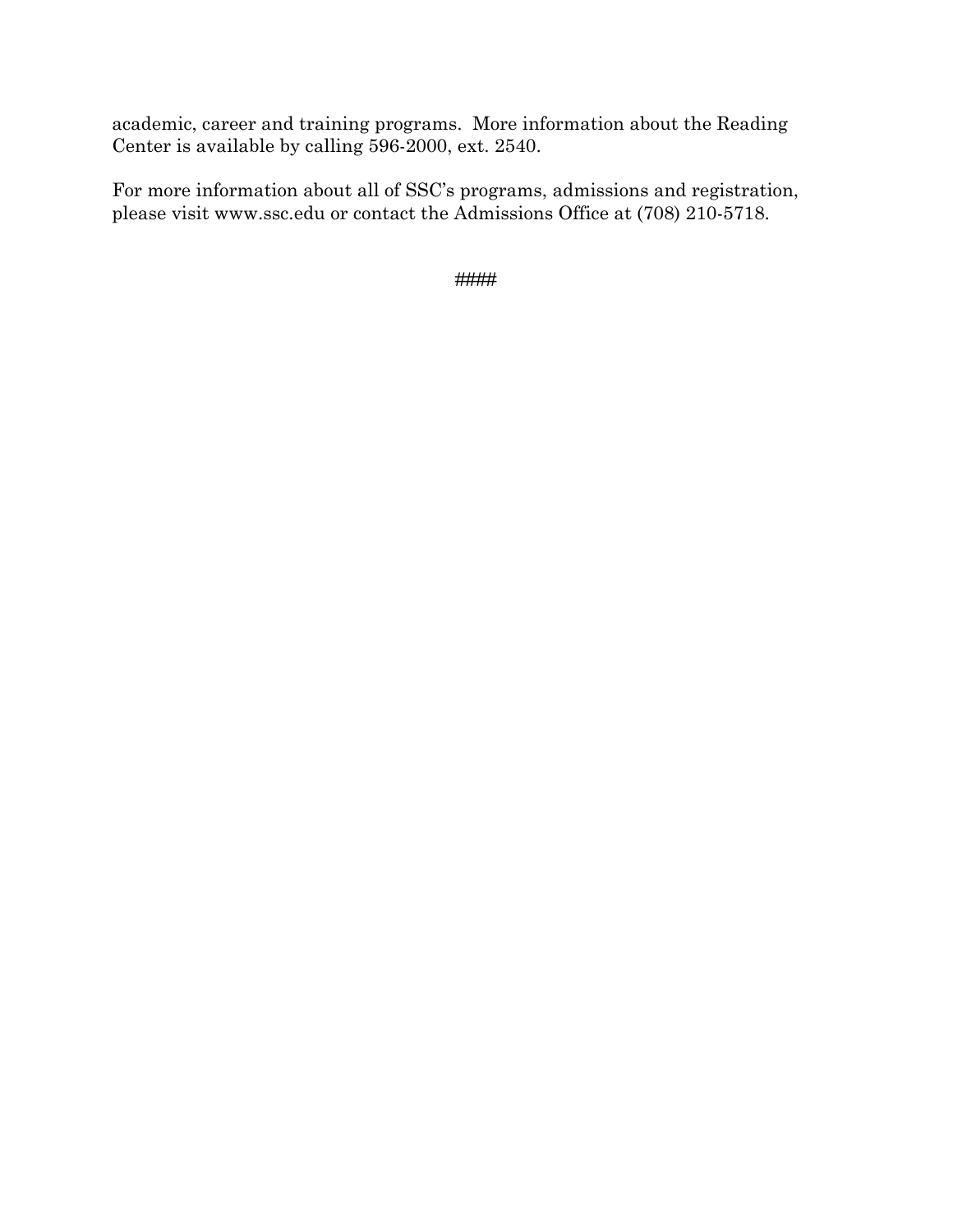academic, career and training programs. More information about the Reading Center is available by calling 596-2000, ext. 2540.

For more information about all of SSC's programs, admissions and registration, please visit www.ssc.edu or contact the Admissions Office at (708) 210-5718.

####